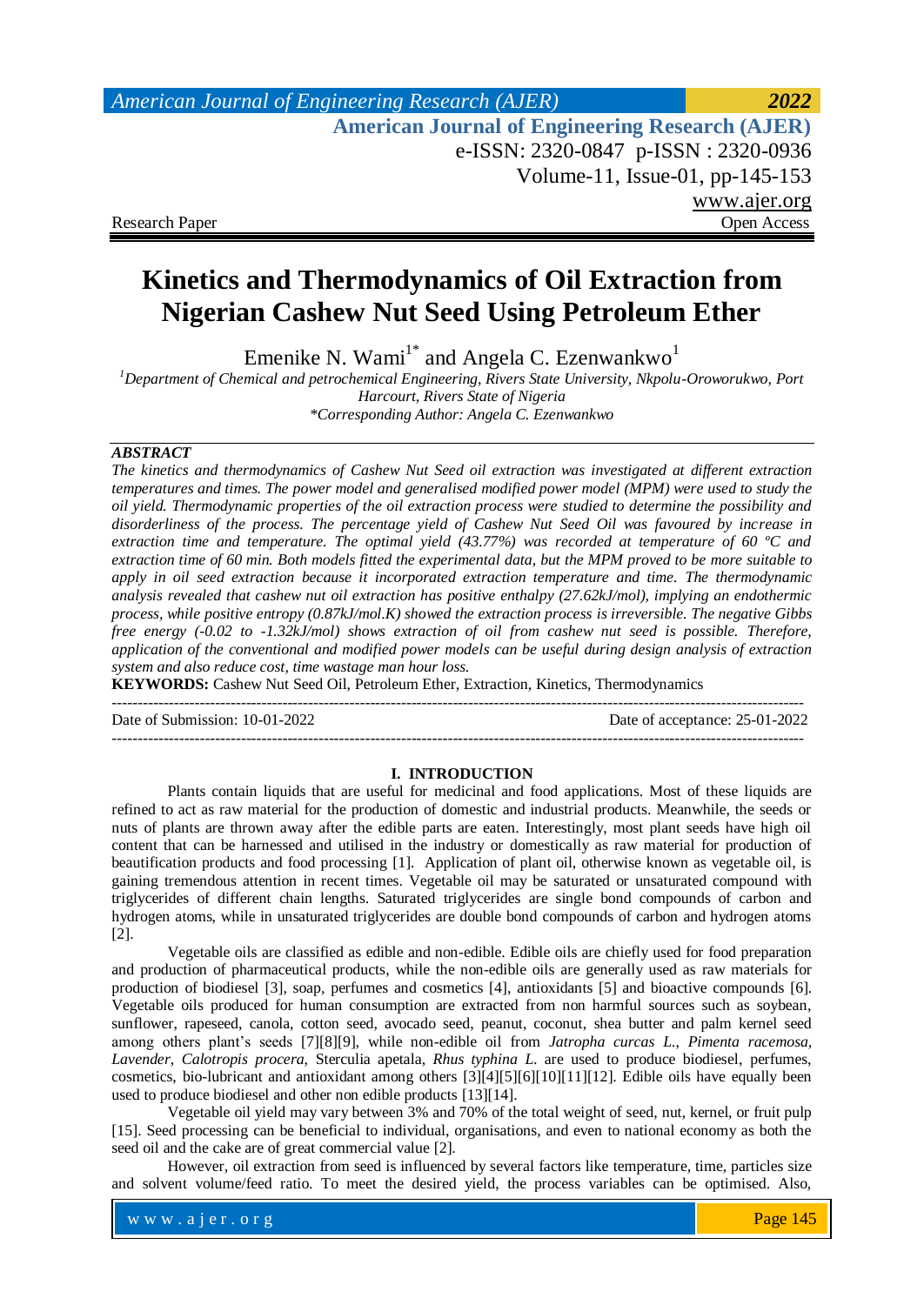Research Paper | Open Access

# Kinetics and Thermodynamics of Oil Extraction from Nigerian Cashew Nut Seed Using Petroleum Ether

Emenike N. Wami[1*] and Angela C. Ezenwankwo[1]

[1]Department of Chemical and petrochemical Engineering, Rivers State University, Nkpolu-Oroworukwo, Port Harcourt, Rivers State of Nigeria
*Corresponding Author: Angela C. Ezenwankwo

## ABSTRACT

*The kinetics and thermodynamics of Cashew Nut Seed oil extraction was investigated at different extraction temperatures and times. The power model and generalised modified power model (MPM) were used to study the oil yield. Thermodynamic properties of the oil extraction process were studied to determine the possibility and disorderliness of the process. The percentage yield of Cashew Nut Seed Oil was favoured by increase in extraction time and temperature. The optimal yield (43.77%) was recorded at temperature of 60 ºC and extraction time of 60 min. Both models fitted the experimental data, but the MPM proved to be more suitable to apply in oil seed extraction because it incorporated extraction temperature and time. The thermodynamic analysis revealed that cashew nut oil extraction has positive enthalpy (27.62kJ/mol), implying an endothermic process, while positive entropy (0.87kJ/mol.K) showed the extraction process is irreversible. The negative Gibbs free energy (-0.02 to -1.32kJ/mol) shows extraction of oil from cashew nut seed is possible. Therefore, application of the conventional and modified power models can be useful during design analysis of extraction system and also reduce cost, time wastage man hour loss.*

**KEYWORDS:** Cashew Nut Seed Oil, Petroleum Ether, Extraction, Kinetics, Thermodynamics

---

Date of Submission: 10-01-2022 | Date of acceptance: 25-01-2022

---

## I. INTRODUCTION

Plants contain liquids that are useful for medicinal and food applications. Most of these liquids are refined to act as raw material for the production of domestic and industrial products. Meanwhile, the seeds or nuts of plants are thrown away after the edible parts are eaten. Interestingly, most plant seeds have high oil content that can be harnessed and utilised in the industry or domestically as raw material for production of beautification products and food processing [1]. Application of plant oil, otherwise known as vegetable oil, is gaining tremendous attention in recent times. Vegetable oil may be saturated or unsaturated compound with triglycerides of different chain lengths. Saturated triglycerides are single bond compounds of carbon and hydrogen atoms, while in unsaturated triglycerides are double bond compounds of carbon and hydrogen atoms [2].

Vegetable oils are classified as edible and non-edible. Edible oils are chiefly used for food preparation and production of pharmaceutical products, while the non-edible oils are generally used as raw materials for production of biodiesel [3], soap, perfumes and cosmetics [4], antioxidants [5] and bioactive compounds [6]. Vegetable oils produced for human consumption are extracted from non harmful sources such as soybean, sunflower, rapeseed, canola, cotton seed, avocado seed, peanut, coconut, shea butter and palm kernel seed among others plant's seeds [7][8][9], while non-edible oil from *Jatropha curcas L.*, *Pimenta racemosa*, *Lavender*, *Calotropis procera*, Sterculia apetala, *Rhus typhina L.* are used to produce biodiesel, perfumes, cosmetics, bio-lubricant and antioxidant among others [3][4][5][6][10][11][12]. Edible oils have equally been used to produce biodiesel and other non edible products [13][14].

Vegetable oil yield may vary between 3% and 70% of the total weight of seed, nut, kernel, or fruit pulp [15]. Seed processing can be beneficial to individual, organisations, and even to national economy as both the seed oil and the cake are of great commercial value [2].

However, oil extraction from seed is influenced by several factors like temperature, time, particles size and solvent volume/feed ratio. To meet the desired yield, the process variables can be optimised. Also,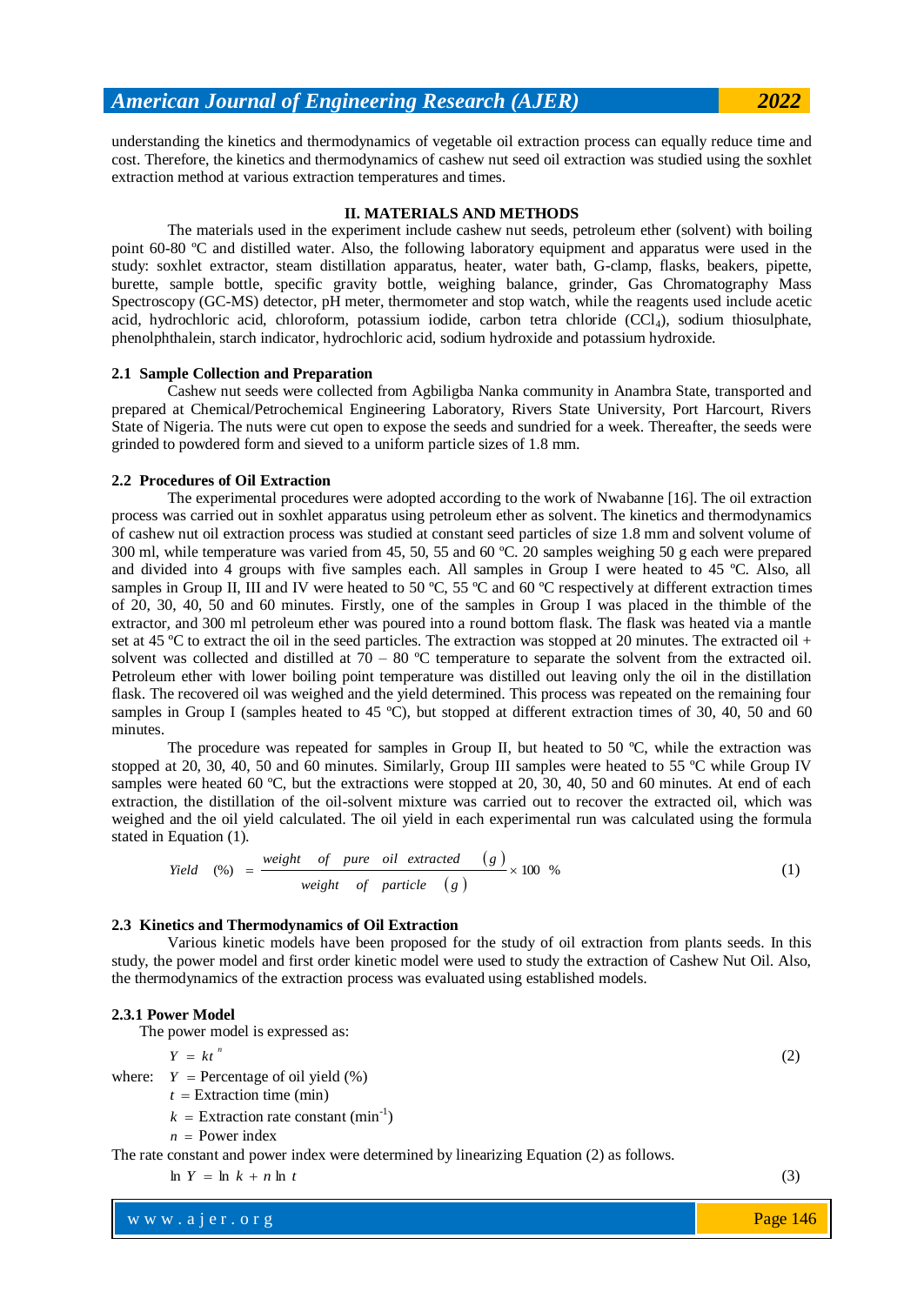understanding the kinetics and thermodynamics of vegetable oil extraction process can equally reduce time and cost. Therefore, the kinetics and thermodynamics of cashew nut seed oil extraction was studied using the soxhlet extraction method at various extraction temperatures and times.

## II. MATERIALS AND METHODS

The materials used in the experiment include cashew nut seeds, petroleum ether (solvent) with boiling point 60-80 ºC and distilled water. Also, the following laboratory equipment and apparatus were used in the study: soxhlet extractor, steam distillation apparatus, heater, water bath, G-clamp, flasks, beakers, pipette, burette, sample bottle, specific gravity bottle, weighing balance, grinder, Gas Chromatography Mass Spectroscopy (GC-MS) detector, pH meter, thermometer and stop watch, while the reagents used include acetic acid, hydrochloric acid, chloroform, potassium iodide, carbon tetra chloride ($CCl_4$), sodium thiosulphate, phenolphthalein, starch indicator, hydrochloric acid, sodium hydroxide and potassium hydroxide.

### 2.1 Sample Collection and Preparation

Cashew nut seeds were collected from Agbiligba Nanka community in Anambra State, transported and prepared at Chemical/Petrochemical Engineering Laboratory, Rivers State University, Port Harcourt, Rivers State of Nigeria. The nuts were cut open to expose the seeds and sundried for a week. Thereafter, the seeds were grinded to powdered form and sieved to a uniform particle sizes of 1.8 mm.

### 2.2 Procedures of Oil Extraction

The experimental procedures were adopted according to the work of Nwabanne [16]. The oil extraction process was carried out in soxhlet apparatus using petroleum ether as solvent. The kinetics and thermodynamics of cashew nut oil extraction process was studied at constant seed particles of size 1.8 mm and solvent volume of 300 ml, while temperature was varied from 45, 50, 55 and 60 ºC. 20 samples weighing 50 g each were prepared and divided into 4 groups with five samples each. All samples in Group I were heated to 45 ºC. Also, all samples in Group II, III and IV were heated to 50 ºC, 55 ºC and 60 ºC respectively at different extraction times of 20, 30, 40, 50 and 60 minutes. Firstly, one of the samples in Group I was placed in the thimble of the extractor, and 300 ml petroleum ether was poured into a round bottom flask. The flask was heated via a mantle set at 45 ºC to extract the oil in the seed particles. The extraction was stopped at 20 minutes. The extracted oil + solvent was collected and distilled at 70 – 80 ºC temperature to separate the solvent from the extracted oil. Petroleum ether with lower boiling point temperature was distilled out leaving only the oil in the distillation flask. The recovered oil was weighed and the yield determined. This process was repeated on the remaining four samples in Group I (samples heated to 45 ºC), but stopped at different extraction times of 30, 40, 50 and 60 minutes.

The procedure was repeated for samples in Group II, but heated to 50 ºC, while the extraction was stopped at 20, 30, 40, 50 and 60 minutes. Similarly, Group III samples were heated to 55 ºC while Group IV samples were heated 60 ºC, but the extractions were stopped at 20, 30, 40, 50 and 60 minutes. At end of each extraction, the distillation of the oil-solvent mixture was carried out to recover the extracted oil, which was weighed and the oil yield calculated. The oil yield in each experimental run was calculated using the formula stated in Equation (1).

$$Yield \quad (\%) = \frac{weight \quad of \quad pure \quad oil \quad extracted \quad (g)}{weight \quad of \quad particle \quad (g)} \times 100 \ \% \tag{1}$$

### 2.3 Kinetics and Thermodynamics of Oil Extraction

Various kinetic models have been proposed for the study of oil extraction from plants seeds. In this study, the power model and first order kinetic model were used to study the extraction of Cashew Nut Oil. Also, the thermodynamics of the extraction process was evaluated using established models.

#### 2.3.1 Power Model

The power model is expressed as:

$$Y = kt^{n} \tag{2}$$

where: $Y$ = Percentage of oil yield (%)

$t$ = Extraction time (min)

$k$ = Extraction rate constant ($min^{-1}$)

$n$ = Power index

The rate constant and power index were determined by linearizing Equation (2) as follows.

$$\ln Y = \ln k + n \ln t \tag{3}$$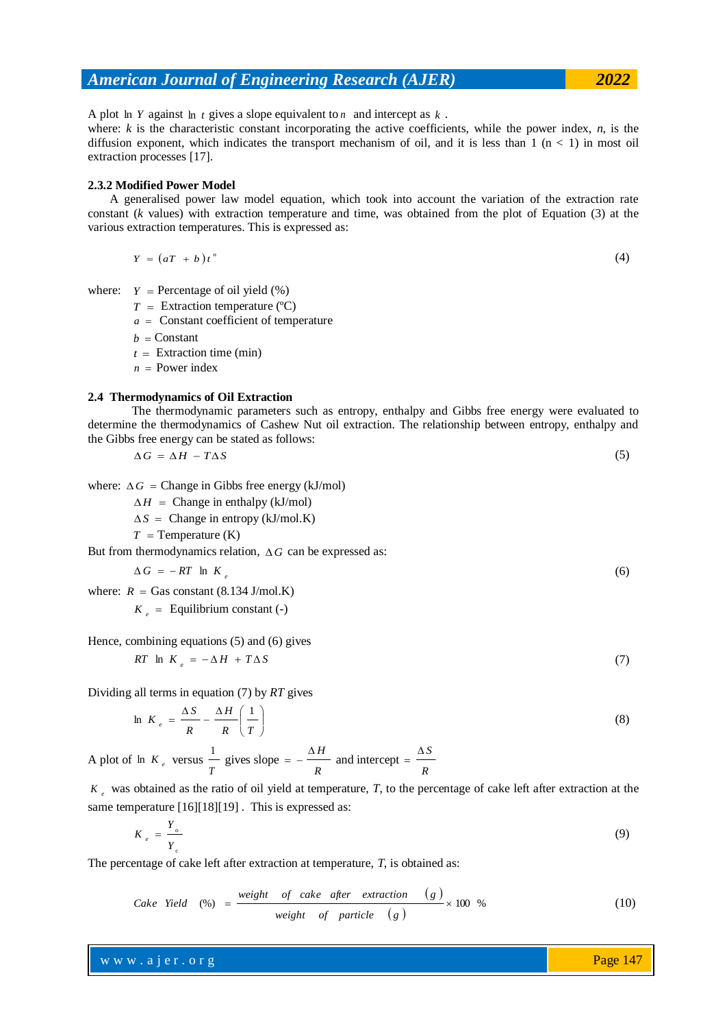A plot $\ln Y$ against $\ln t$ gives a slope equivalent to $n$ and intercept as $k$.
where: $k$ is the characteristic constant incorporating the active coefficients, while the power index, $n$, is the diffusion exponent, which indicates the transport mechanism of oil, and it is less than 1 ($n < 1$) in most oil extraction processes [17].

### 2.3.2 Modified Power Model

A generalised power law model equation, which took into account the variation of the extraction rate constant ($k$ values) with extraction temperature and time, was obtained from the plot of Equation (3) at the various extraction temperatures. This is expressed as:

$$Y = (aT + b)t^n \tag{4}$$

where: $Y$ = Percentage of oil yield (%)
$T$ = Extraction temperature (ºC)
$a$ = Constant coefficient of temperature
$b$ = Constant
$t$ = Extraction time (min)
$n$ = Power index

## 2.4 Thermodynamics of Oil Extraction

The thermodynamic parameters such as entropy, enthalpy and Gibbs free energy were evaluated to determine the thermodynamics of Cashew Nut oil extraction. The relationship between entropy, enthalpy and the Gibbs free energy can be stated as follows:

$$\Delta G = \Delta H - T\Delta S \tag{5}$$

where: $\Delta G$ = Change in Gibbs free energy (kJ/mol)
$\Delta H$ = Change in enthalpy (kJ/mol)
$\Delta S$ = Change in entropy (kJ/mol.K)
$T$ = Temperature (K)

But from thermodynamics relation, $\Delta G$ can be expressed as:

$$\Delta G = -RT \ln K_e \tag{6}$$

where: $R$ = Gas constant (8.134 J/mol.K)
$K_e$ = Equilibrium constant (-)

Hence, combining equations (5) and (6) gives

$$RT \ln K_e = -\Delta H + T\Delta S \tag{7}$$

Dividing all terms in equation (7) by $RT$ gives

$$\ln K_e = \frac{\Delta S}{R} - \frac{\Delta H}{R}\left(\frac{1}{T}\right) \tag{8}$$

A plot of $\ln K_e$ versus $\frac{1}{T}$ gives slope $= -\frac{\Delta H}{R}$ and intercept $= \frac{\Delta S}{R}$

$K_e$ was obtained as the ratio of oil yield at temperature, $T$, to the percentage of cake left after extraction at the same temperature [16][18][19] . This is expressed as:

$$K_e = \frac{Y_o}{Y_c} \tag{9}$$

The percentage of cake left after extraction at temperature, $T$, is obtained as:

$$Cake\ Yield\ (\%) = \frac{weight\ of\ cake\ after\ extraction\ (g)}{weight\ of\ particle\ (g)} \times 100\ \% \tag{10}$$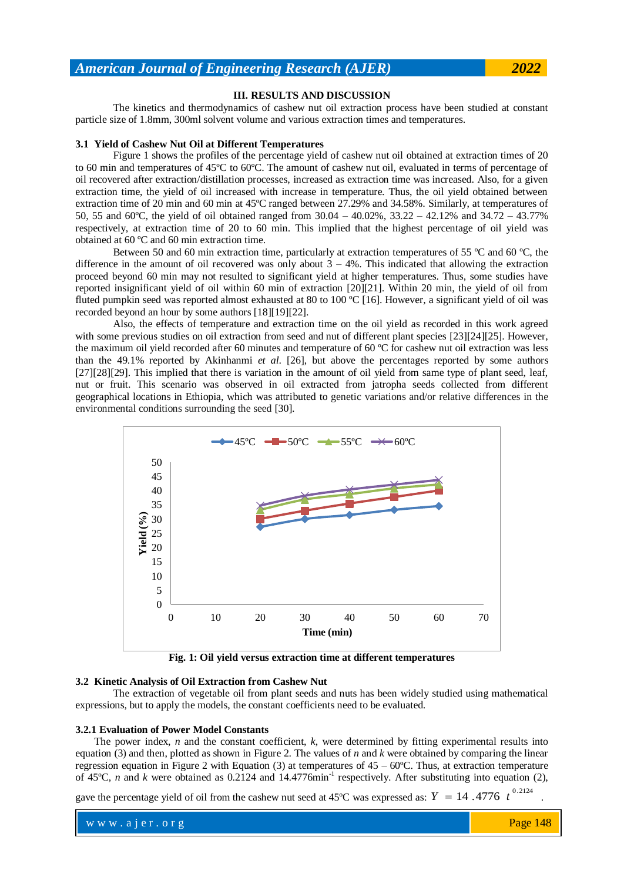## III. RESULTS AND DISCUSSION

The kinetics and thermodynamics of cashew nut oil extraction process have been studied at constant particle size of 1.8mm, 300ml solvent volume and various extraction times and temperatures.

### 3.1 Yield of Cashew Nut Oil at Different Temperatures

Figure 1 shows the profiles of the percentage yield of cashew nut oil obtained at extraction times of 20 to 60 min and temperatures of 45ºC to 60ºC. The amount of cashew nut oil, evaluated in terms of percentage of oil recovered after extraction/distillation processes, increased as extraction time was increased. Also, for a given extraction time, the yield of oil increased with increase in temperature. Thus, the oil yield obtained between extraction time of 20 min and 60 min at 45ºC ranged between 27.29% and 34.58%. Similarly, at temperatures of 50, 55 and 60ºC, the yield of oil obtained ranged from 30.04 – 40.02%, 33.22 – 42.12% and 34.72 – 43.77% respectively, at extraction time of 20 to 60 min. This implied that the highest percentage of oil yield was obtained at 60 ºC and 60 min extraction time.

Between 50 and 60 min extraction time, particularly at extraction temperatures of 55 ºC and 60 ºC, the difference in the amount of oil recovered was only about 3 – 4%. This indicated that allowing the extraction proceed beyond 60 min may not resulted to significant yield at higher temperatures. Thus, some studies have reported insignificant yield of oil within 60 min of extraction [20][21]. Within 20 min, the yield of oil from fluted pumpkin seed was reported almost exhausted at 80 to 100 ºC [16]. However, a significant yield of oil was recorded beyond an hour by some authors [18][19][22].

Also, the effects of temperature and extraction time on the oil yield as recorded in this work agreed with some previous studies on oil extraction from seed and nut of different plant species [23][24][25]. However, the maximum oil yield recorded after 60 minutes and temperature of 60 ºC for cashew nut oil extraction was less than the 49.1% reported by Akinhanmi *et al.* [26], but above the percentages reported by some authors [27][28][29]. This implied that there is variation in the amount of oil yield from same type of plant seed, leaf, nut or fruit. This scenario was observed in oil extracted from jatropha seeds collected from different geographical locations in Ethiopia, which was attributed to genetic variations and/or relative differences in the environmental conditions surrounding the seed [30].

**Fig. 1: Oil yield versus extraction time at different temperatures**

### 3.2 Kinetic Analysis of Oil Extraction from Cashew Nut

The extraction of vegetable oil from plant seeds and nuts has been widely studied using mathematical expressions, but to apply the models, the constant coefficients need to be evaluated.

#### 3.2.1 Evaluation of Power Model Constants

The power index, *n* and the constant coefficient, *k*, were determined by fitting experimental results into equation (3) and then, plotted as shown in Figure 2. The values of *n* and *k* were obtained by comparing the linear regression equation in Figure 2 with Equation (3) at temperatures of 45 – 60ºC. Thus, at extraction temperature of 45ºC, *n* and *k* were obtained as 0.2124 and 14.4776min$^{-1}$ respectively. After substituting into equation (2), gave the percentage yield of oil from the cashew nut seed at 45ºC was expressed as: $Y = 14.4776\, t^{0.2124}$ .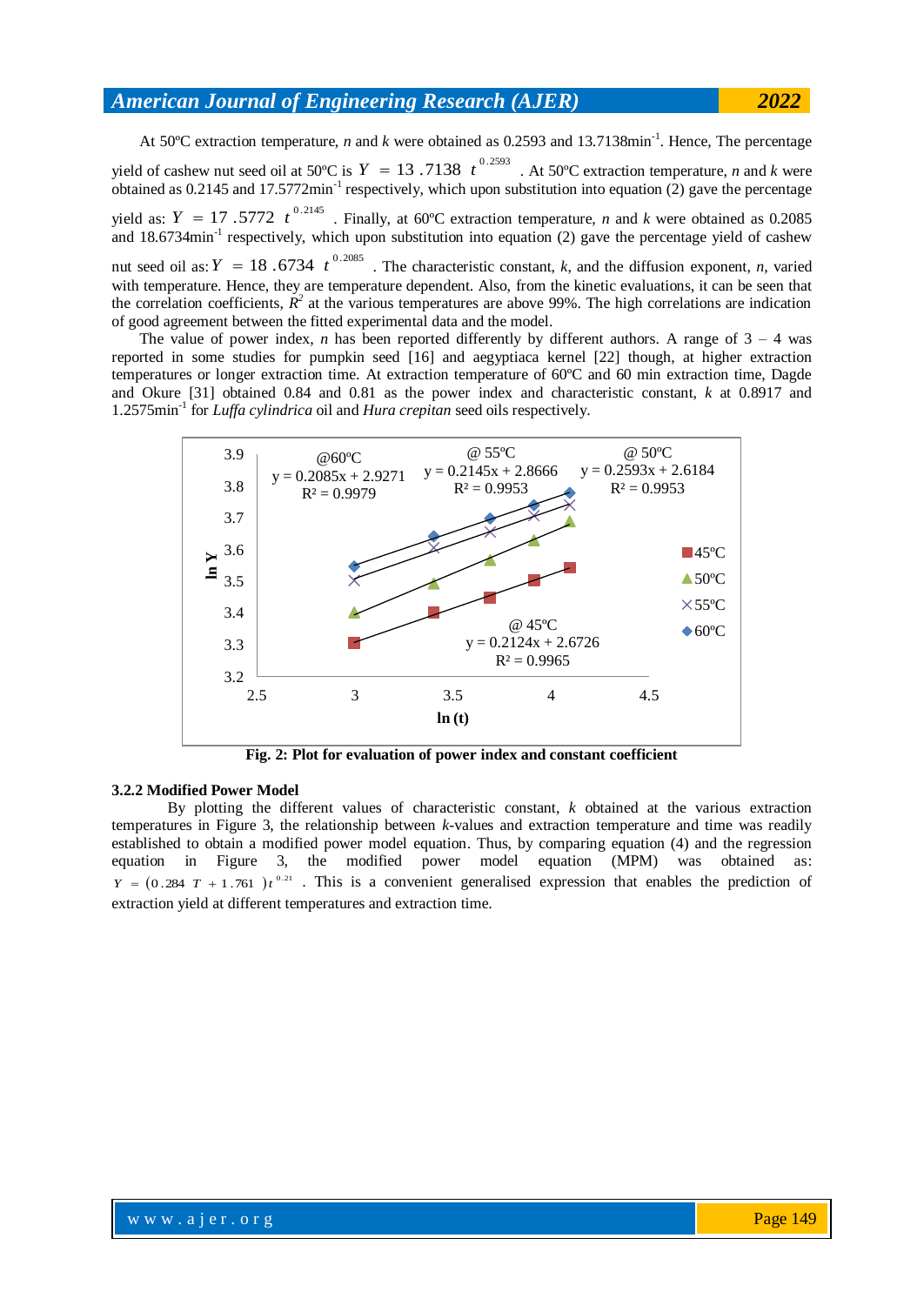At 50ºC extraction temperature, $n$ and $k$ were obtained as 0.2593 and 13.7138min$^{-1}$. Hence, The percentage yield of cashew nut seed oil at 50ºC is $Y = 13.7138\ t^{0.2593}$. At 50ºC extraction temperature, $n$ and $k$ were obtained as 0.2145 and 17.5772min$^{-1}$ respectively, which upon substitution into equation (2) gave the percentage yield as: $Y = 17.5772\ t^{0.2145}$. Finally, at 60ºC extraction temperature, $n$ and $k$ were obtained as 0.2085 and 18.6734min$^{-1}$ respectively, which upon substitution into equation (2) gave the percentage yield of cashew nut seed oil as: $Y = 18.6734\ t^{0.2085}$. The characteristic constant, $k$, and the diffusion exponent, $n$, varied with temperature. Hence, they are temperature dependent. Also, from the kinetic evaluations, it can be seen that the correlation coefficients, $R^2$ at the various temperatures are above 99%. The high correlations are indication of good agreement between the fitted experimental data and the model.

The value of power index, $n$ has been reported differently by different authors. A range of 3 – 4 was reported in some studies for pumpkin seed [16] and aegyptiaca kernel [22] though, at higher extraction temperatures or longer extraction time. At extraction temperature of 60ºC and 60 min extraction time, Dagde and Okure [31] obtained 0.84 and 0.81 as the power index and characteristic constant, $k$ at 0.8917 and 1.2575min$^{-1}$ for *Luffa cylindrica* oil and *Hura crepitan* seed oils respectively.

**Fig. 2: Plot for evaluation of power index and constant coefficient**

### 3.2.2 Modified Power Model

By plotting the different values of characteristic constant, $k$ obtained at the various extraction temperatures in Figure 3, the relationship between $k$-values and extraction temperature and time was readily established to obtain a modified power model equation. Thus, by comparing equation (4) and the regression equation in Figure 3, the modified power model equation (MPM) was obtained as: $Y = (0.284\ T + 1.761)\, t^{0.21}$. This is a convenient generalised expression that enables the prediction of extraction yield at different temperatures and extraction time.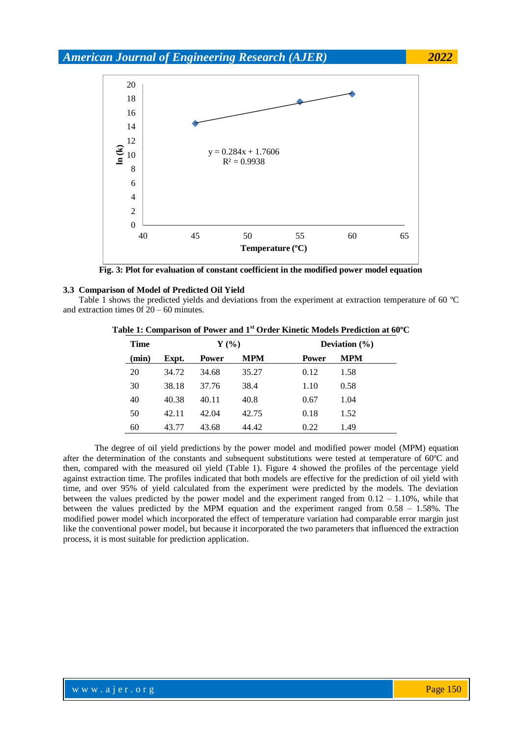Fig. 3: Plot for evaluation of constant coefficient in the modified power model equation

### 3.3 Comparison of Model of Predicted Oil Yield

Table 1 shows the predicted yields and deviations from the experiment at extraction temperature of 60 ºC and extraction times 0f 20 – 60 minutes.

**Table 1: Comparison of Power and 1st Order Kinetic Models Prediction at 60ºC**

| Time | Y (%) | | | Deviation (%) | |
|---|---|---|---|---|---|
| (min) | Expt. | Power | MPM | Power | MPM |
| 20 | 34.72 | 34.68 | 35.27 | 0.12 | 1.58 |
| 30 | 38.18 | 37.76 | 38.4 | 1.10 | 0.58 |
| 40 | 40.38 | 40.11 | 40.8 | 0.67 | 1.04 |
| 50 | 42.11 | 42.04 | 42.75 | 0.18 | 1.52 |
| 60 | 43.77 | 43.68 | 44.42 | 0.22 | 1.49 |

The degree of oil yield predictions by the power model and modified power model (MPM) equation after the determination of the constants and subsequent substitutions were tested at temperature of 60ºC and then, compared with the measured oil yield (Table 1). Figure 4 showed the profiles of the percentage yield against extraction time. The profiles indicated that both models are effective for the prediction of oil yield with time, and over 95% of yield calculated from the experiment were predicted by the models. The deviation between the values predicted by the power model and the experiment ranged from 0.12 – 1.10%, while that between the values predicted by the MPM equation and the experiment ranged from 0.58 – 1.58%. The modified power model which incorporated the effect of temperature variation had comparable error margin just like the conventional power model, but because it incorporated the two parameters that influenced the extraction process, it is most suitable for prediction application.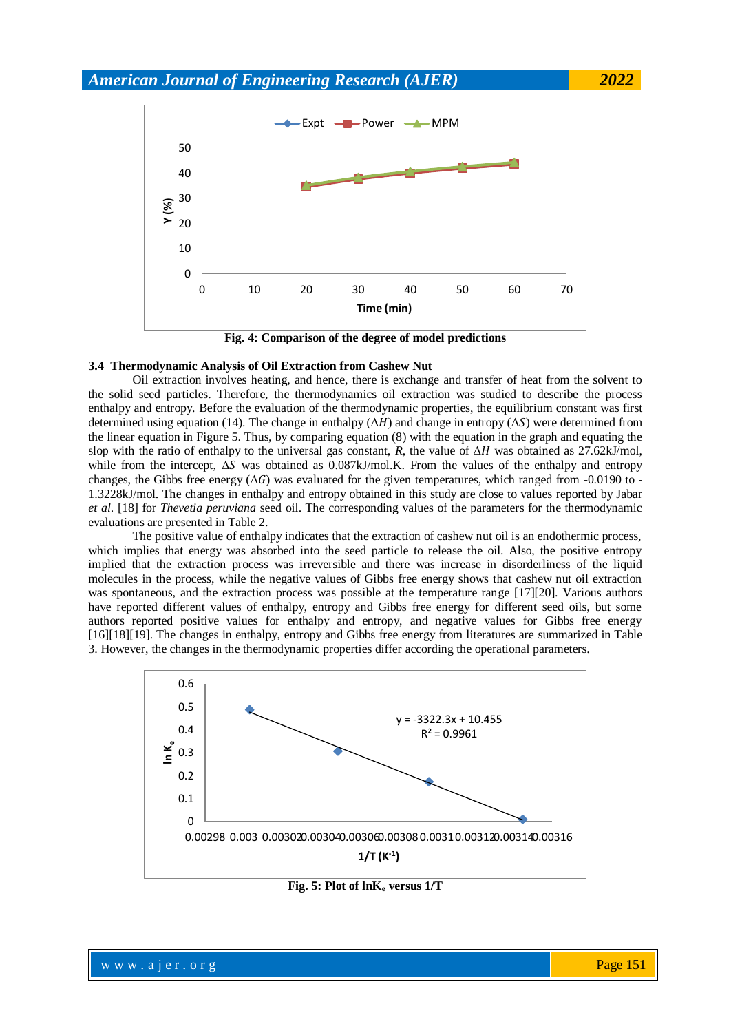Fig. 4: Comparison of the degree of model predictions

### 3.4 Thermodynamic Analysis of Oil Extraction from Cashew Nut

Oil extraction involves heating, and hence, there is exchange and transfer of heat from the solvent to the solid seed particles. Therefore, the thermodynamics oil extraction was studied to describe the process enthalpy and entropy. Before the evaluation of the thermodynamic properties, the equilibrium constant was first determined using equation (14). The change in enthalpy ($\Delta H$) and change in entropy ($\Delta S$) were determined from the linear equation in Figure 5. Thus, by comparing equation (8) with the equation in the graph and equating the slop with the ratio of enthalpy to the universal gas constant, $R$, the value of $\Delta H$ was obtained as 27.62kJ/mol, while from the intercept, $\Delta S$ was obtained as 0.087kJ/mol.K. From the values of the enthalpy and entropy changes, the Gibbs free energy ($\Delta G$) was evaluated for the given temperatures, which ranged from -0.0190 to -1.3228kJ/mol. The changes in enthalpy and entropy obtained in this study are close to values reported by Jabar *et al.* [18] for *Thevetia peruviana* seed oil. The corresponding values of the parameters for the thermodynamic evaluations are presented in Table 2.

The positive value of enthalpy indicates that the extraction of cashew nut oil is an endothermic process, which implies that energy was absorbed into the seed particle to release the oil. Also, the positive entropy implied that the extraction process was irreversible and there was increase in disorderliness of the liquid molecules in the process, while the negative values of Gibbs free energy shows that cashew nut oil extraction was spontaneous, and the extraction process was possible at the temperature range [17][20]. Various authors have reported different values of enthalpy, entropy and Gibbs free energy for different seed oils, but some authors reported positive values for enthalpy and entropy, and negative values for Gibbs free energy [16][18][19]. The changes in enthalpy, entropy and Gibbs free energy from literatures are summarized in Table 3. However, the changes in the thermodynamic properties differ according the operational parameters.

Fig. 5: Plot of $\ln K_e$ versus $1/T$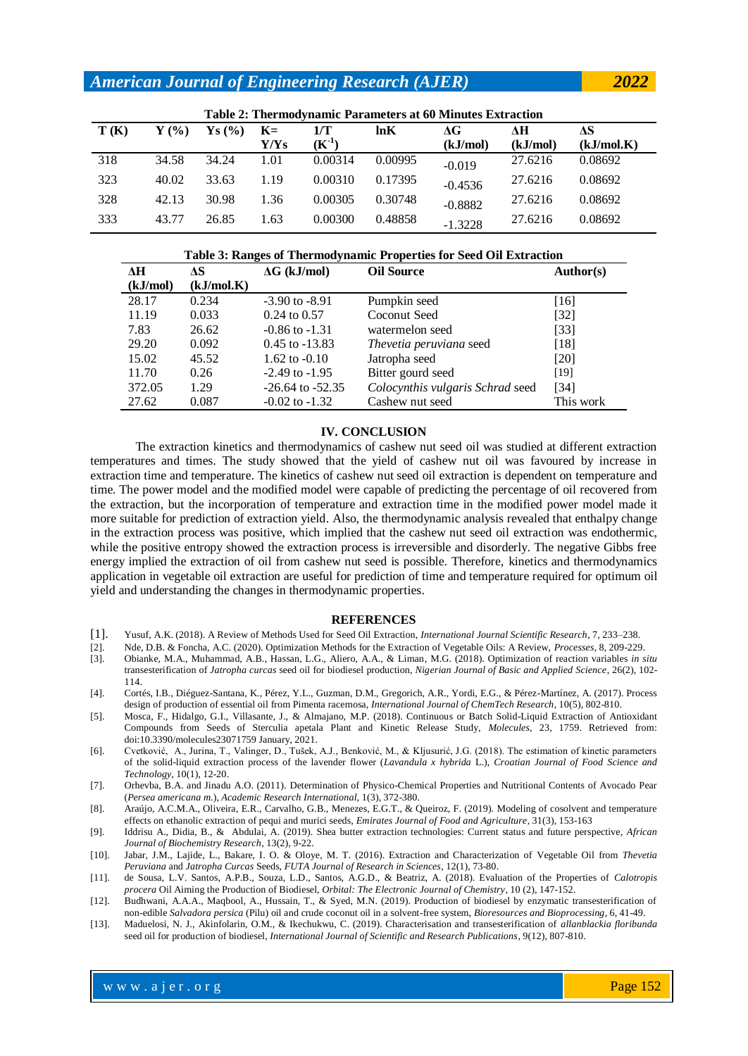**Table 2: Thermodynamic Parameters at 60 Minutes Extraction**

| T (K) | Y (%) | Ys (%) | K= Y/Ys | 1/T ($K^{-1}$) | lnK | ΔG (kJ/mol) | ΔH (kJ/mol) | ΔS (kJ/mol.K) |
|---|---|---|---|---|---|---|---|---|
| 318 | 34.58 | 34.24 | 1.01 | 0.00314 | 0.00995 | -0.019 | 27.6216 | 0.08692 |
| 323 | 40.02 | 33.63 | 1.19 | 0.00310 | 0.17395 | -0.4536 | 27.6216 | 0.08692 |
| 328 | 42.13 | 30.98 | 1.36 | 0.00305 | 0.30748 | -0.8882 | 27.6216 | 0.08692 |
| 333 | 43.77 | 26.85 | 1.63 | 0.00300 | 0.48858 | -1.3228 | 27.6216 | 0.08692 |

**Table 3: Ranges of Thermodynamic Properties for Seed Oil Extraction**

| ΔH (kJ/mol) | ΔS (kJ/mol.K) | ΔG (kJ/mol) | Oil Source | Author(s) |
|---|---|---|---|---|
| 28.17 | 0.234 | -3.90 to -8.91 | Pumpkin seed | [16] |
| 11.19 | 0.033 | 0.24 to 0.57 | Coconut Seed | [32] |
| 7.83 | 26.62 | -0.86 to -1.31 | watermelon seed | [33] |
| 29.20 | 0.092 | 0.45 to -13.83 | *Thevetia peruviana* seed | [18] |
| 15.02 | 45.52 | 1.62 to -0.10 | Jatropha seed | [20] |
| 11.70 | 0.26 | -2.49 to -1.95 | Bitter gourd seed | [19] |
| 372.05 | 1.29 | -26.64 to -52.35 | *Colocynthis vulgaris Schrad* seed | [34] |
| 27.62 | 0.087 | -0.02 to -1.32 | Cashew nut seed | This work |

## IV. CONCLUSION

The extraction kinetics and thermodynamics of cashew nut seed oil was studied at different extraction temperatures and times. The study showed that the yield of cashew nut oil was favoured by increase in extraction time and temperature. The kinetics of cashew nut seed oil extraction is dependent on temperature and time. The power model and the modified model were capable of predicting the percentage of oil recovered from the extraction, but the incorporation of temperature and extraction time in the modified power model made it more suitable for prediction of extraction yield. Also, the thermodynamic analysis revealed that enthalpy change in the extraction process was positive, which implied that the cashew nut seed oil extraction was endothermic, while the positive entropy showed the extraction process is irreversible and disorderly. The negative Gibbs free energy implied the extraction of oil from cashew nut seed is possible. Therefore, kinetics and thermodynamics application in vegetable oil extraction are useful for prediction of time and temperature required for optimum oil yield and understanding the changes in thermodynamic properties.

## REFERENCES

[1]. Yusuf, A.K. (2018). A Review of Methods Used for Seed Oil Extraction, *International Journal Scientific Research*, 7, 233–238.

[2]. Nde, D.B. & Foncha, A.C. (2020). Optimization Methods for the Extraction of Vegetable Oils: A Review, *Processes*, 8, 209-229.

[3]. Obianke, M.A., Muhammad, A.B., Hassan, L.G., Aliero, A.A., & Liman, M.G. (2018). Optimization of reaction variables *in situ* transesterification of *Jatropha curcas* seed oil for biodiesel production, *Nigerian Journal of Basic and Applied Science*, 26(2), 102-114.

[4]. Cortés, I.B., Diéguez-Santana, K., Pérez, Y.L., Guzman, D.M., Gregorich, A.R., Yordi, E.G., & Pérez-Martínez, A. (2017). Process design of production of essential oil from Pimenta racemosa, *International Journal of ChemTech Research*, 10(5), 802-810.

[5]. Mosca, F., Hidalgo, G.I., Villasante, J., & Almajano, M.P. (2018). Continuous or Batch Solid-Liquid Extraction of Antioxidant Compounds from Seeds of Sterculia apetala Plant and Kinetic Release Study, *Molecules*, 23, 1759. Retrieved from: doi:10.3390/molecules23071759 January, 2021.

[6]. Cvetković, A., Jurina, T., Valinger, D., Tušek, A.J., Benković, M., & Kljusurić, J.G. (2018). The estimation of kinetic parameters of the solid-liquid extraction process of the lavender flower (*Lavandula x hybrida* L.), *Croatian Journal of Food Science and Technology*, 10(1), 12-20.

[7]. Orhevba, B.A. and Jinadu A.O. (2011). Determination of Physico-Chemical Properties and Nutritional Contents of Avocado Pear (*Persea americana m.*), *Academic Research International*, 1(3), 372-380.

[8]. Araújo, A.C.M.A., Oliveira, E.R., Carvalho, G.B., Menezes, E.G.T., & Queiroz, F. (2019). Modeling of cosolvent and temperature effects on ethanolic extraction of pequi and murici seeds, *Emirates Journal of Food and Agriculture*, 31(3), 153-163

[9]. Iddrisu A., Didia, B., & Abdulai, A. (2019). Shea butter extraction technologies: Current status and future perspective, *African Journal of Biochemistry Research*, 13(2), 9-22.

[10]. Jabar, J.M., Lajide, L., Bakare, I. O. & Oloye, M. T. (2016). Extraction and Characterization of Vegetable Oil from *Thevetia Peruviana* and *Jatropha Curcas* Seeds, *FUTA Journal of Research in Sciences*, 12(1), 73-80.

[11]. de Sousa, L.V. Santos, A.P.B., Souza, L.D., Santos, A.G.D., & Beatriz, A. (2018). Evaluation of the Properties of *Calotropis procera* Oil Aiming the Production of Biodiesel, *Orbital: The Electronic Journal of Chemistry*, 10 (2), 147-152.

[12]. Budhwani, A.A.A., Maqbool, A., Hussain, T., & Syed, M.N. (2019). Production of biodiesel by enzymatic transesterification of non-edible *Salvadora persica* (Pilu) oil and crude coconut oil in a solvent-free system, *Bioresources and Bioprocessing*, 6, 41-49.

[13]. Maduelosi, N. J., Akinfolarin, O.M., & Ikechukwu, C. (2019). Characterisation and transesterification of *allanblackia floribunda* seed oil for production of biodiesel, *International Journal of Scientific and Research Publications*, 9(12), 807-810.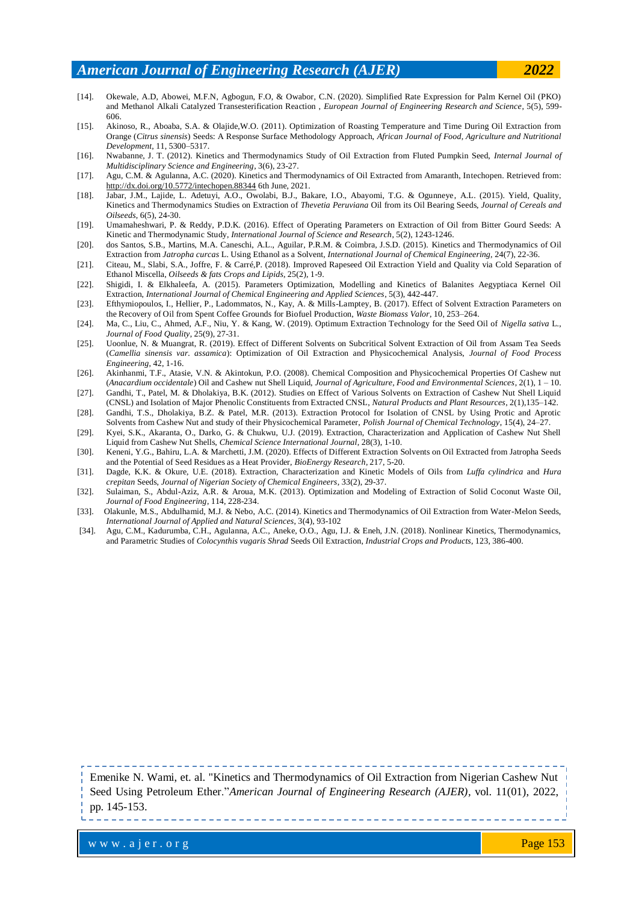[14]. Okewale, A.D, Abowei, M.F.N, Agbogun, F.O, & Owabor, C.N. (2020). Simplified Rate Expression for Palm Kernel Oil (PKO) and Methanol Alkali Catalyzed Transesterification Reaction , *European Journal of Engineering Research and Science*, 5(5), 599-606.

[15]. Akinoso, R., Aboaba, S.A. & Olajide,W.O. (2011). Optimization of Roasting Temperature and Time During Oil Extraction from Orange (*Citrus sinensis*) Seeds: A Response Surface Methodology Approach, *African Journal of Food, Agriculture and Nutritional Development*, 11, 5300–5317.

[16]. Nwabanne, J. T. (2012). Kinetics and Thermodynamics Study of Oil Extraction from Fluted Pumpkin Seed, *Internal Journal of Multidisciplinary Science and Engineering*, 3(6), 23-27.

[17]. Agu, C.M. & Agulanna, A.C. (2020). Kinetics and Thermodynamics of Oil Extracted from Amaranth, Intechopen. Retrieved from: http://dx.doi.org/10.5772/intechopen.88344 6th June, 2021.

[18]. Jabar, J.M., Lajide, L. Adetuyi, A.O., Owolabi, B.J., Bakare, I.O., Abayomi, T.G. & Ogunneye, A.L. (2015). Yield, Quality, Kinetics and Thermodynamics Studies on Extraction of *Thevetia Peruviana* Oil from its Oil Bearing Seeds, *Journal of Cereals and Oilseeds*, 6(5), 24-30.

[19]. Umamaheshwari, P. & Reddy, P.D.K. (2016). Effect of Operating Parameters on Extraction of Oil from Bitter Gourd Seeds: A Kinetic and Thermodynamic Study, *International Journal of Science and Research*, 5(2), 1243-1246.

[20]. dos Santos, S.B., Martins, M.A. Caneschi, A.L., Aguilar, P.R.M. & Coimbra, J.S.D. (2015). Kinetics and Thermodynamics of Oil Extraction from *Jatropha curcas* L. Using Ethanol as a Solvent, *International Journal of Chemical Engineering*, 24(7), 22-36.

[21]. Citeau, M., Slabi, S.A., Joffre, F. & Carré,P. (2018). Improved Rapeseed Oil Extraction Yield and Quality via Cold Separation of Ethanol Miscella, *Oilseeds & fats Crops and Lipids*, 25(2), 1-9.

[22]. Shigidi, I. & Elkhaleefa, A. (2015). Parameters Optimization, Modelling and Kinetics of Balanites Aegyptiaca Kernel Oil Extraction, *International Journal of Chemical Engineering and Applied Sciences*, 5(3), 442-447.

[23]. Efthymiopoulos, I., Hellier, P., Ladommatos, N., Kay, A. & Mills-Lamptey, B. (2017). Effect of Solvent Extraction Parameters on the Recovery of Oil from Spent Coffee Grounds for Biofuel Production, *Waste Biomass Valor*, 10, 253–264.

[24]. Ma, C., Liu, C., Ahmed, A.F., Niu, Y. & Kang, W. (2019). Optimum Extraction Technology for the Seed Oil of *Nigella sativa* L., *Journal of Food Quality*, 25(9), 27-31.

[25]. Uoonlue, N. & Muangrat, R. (2019). Effect of Different Solvents on Subcritical Solvent Extraction of Oil from Assam Tea Seeds (*Camellia sinensis var. assamica*): Optimization of Oil Extraction and Physicochemical Analysis, *Journal of Food Process Engineering*, 42, 1-16.

[26]. Akinhanmi, T.F., Atasie, V.N. & Akintokun, P.O. (2008). Chemical Composition and Physicochemical Properties Of Cashew nut (*Anacardium occidentale*) Oil and Cashew nut Shell Liquid, *Journal of Agriculture, Food and Environmental Sciences*, 2(1), 1 – 10.

[27]. Gandhi, T., Patel, M. & Dholakiya, B.K. (2012). Studies on Effect of Various Solvents on Extraction of Cashew Nut Shell Liquid (CNSL) and Isolation of Major Phenolic Constituents from Extracted CNSL, *Natural Products and Plant Resources*, 2(1),135–142.

[28]. Gandhi, T.S., Dholakiya, B.Z. & Patel, M.R. (2013). Extraction Protocol for Isolation of CNSL by Using Protic and Aprotic Solvents from Cashew Nut and study of their Physicochemical Parameter, *Polish Journal of Chemical Technology*, 15(4), 24–27.

[29]. Kyei, S.K., Akaranta, O., Darko, G. & Chukwu, U.J. (2019). Extraction, Characterization and Application of Cashew Nut Shell Liquid from Cashew Nut Shells, *Chemical Science International Journal*, 28(3), 1-10.

[30]. Keneni, Y.G., Bahiru, L.A. & Marchetti, J.M. (2020). Effects of Different Extraction Solvents on Oil Extracted from Jatropha Seeds and the Potential of Seed Residues as a Heat Provider, *BioEnergy Research*, 217, 5-20.

[31]. Dagde, K.K. & Okure, U.E. (2018). Extraction, Characterization and Kinetic Models of Oils from *Luffa cylindrica* and *Hura crepitan* Seeds, *Journal of Nigerian Society of Chemical Engineers*, 33(2), 29-37.

[32]. Sulaiman, S., Abdul-Aziz, A.R. & Aroua, M.K. (2013). Optimization and Modeling of Extraction of Solid Coconut Waste Oil, *Journal of Food Engineering*, 114, 228-234.

[33]. Olakunle, M.S., Abdulhamid, M.J. & Nebo, A.C. (2014). Kinetics and Thermodynamics of Oil Extraction from Water-Melon Seeds, *International Journal of Applied and Natural Sciences*, 3(4), 93-102

[34]. Agu, C.M., Kadurumba, C.H., Agulanna, A.C., Aneke, O.O., Agu, I.J. & Eneh, J.N. (2018). Nonlinear Kinetics, Thermodynamics, and Parametric Studies of *Colocynthis vugaris Shrad* Seeds Oil Extraction, *Industrial Crops and Products*, 123, 386-400.

Emenike N. Wami, et. al. "Kinetics and Thermodynamics of Oil Extraction from Nigerian Cashew Nut Seed Using Petroleum Ether."*American Journal of Engineering Research (AJER)*, vol. 11(01), 2022, pp. 145-153.